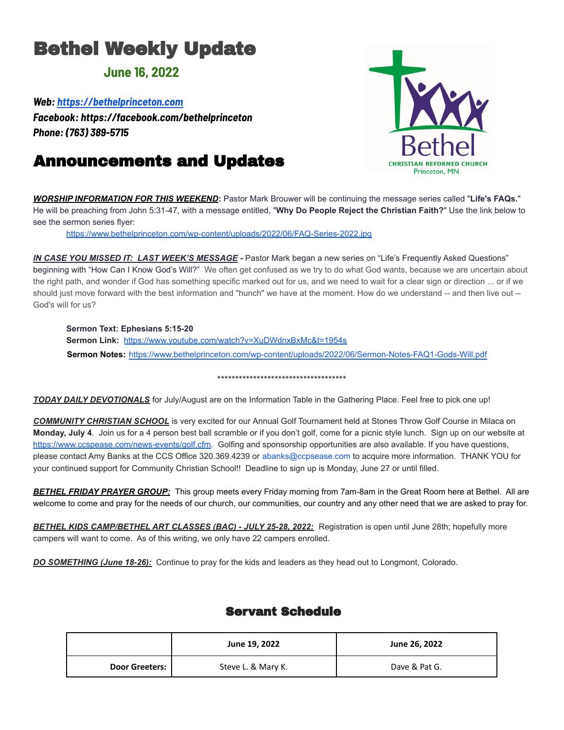# Bethel Weekly Update

## June 16, 2022

***Web: [https://bethelprinceton.com](https://bethelprinceton.com)***
***Facebook: https://facebook.com/bethelprinceton***
***Phone: (763) 389-5715***

Bethel
CHRISTIAN REFORMED CHURCH
Princeton, MN

# Announcements and Updates

***WORSHIP INFORMATION FOR THIS WEEKEND*:** Pastor Mark Brouwer will be continuing the message series called "**Life's FAQs.**" He will be preaching from John 5:31-47, with a message entitled, "**Why Do People Reject the Christian Faith?**" Use the link below to see the sermon series flyer:

[https://www.bethelprinceton.com/wp-content/uploads/2022/06/FAQ-Series-2022.jpg](https://www.bethelprinceton.com/wp-content/uploads/2022/06/FAQ-Series-2022.jpg)

***IN CASE YOU MISSED IT: LAST WEEK'S MESSAGE*** **-** Pastor Mark began a new series on "Life's Frequently Asked Questions" beginning with "How Can I Know God's Will?" We often get confused as we try to do what God wants, because we are uncertain about the right path, and wonder if God has something specific marked out for us, and we need to wait for a clear sign or direction ... or if we should just move forward with the best information and "hunch" we have at the moment. How do we understand -- and then live out -- God's will for us?

**Sermon Text: Ephesians 5:15-20**
**Sermon Link:** [https://www.youtube.com/watch?v=XuDWdnxBxMc&t=1954s](https://www.youtube.com/watch?v=XuDWdnxBxMc&t=1954s)
**Sermon Notes:** [https://www.bethelprinceton.com/wp-content/uploads/2022/06/Sermon-Notes-FAQ1-Gods-Will.pdf](https://www.bethelprinceton.com/wp-content/uploads/2022/06/Sermon-Notes-FAQ1-Gods-Will.pdf)

*************************************

***TODAY DAILY DEVOTIONALS*** for July/August are on the Information Table in the Gathering Place. Feel free to pick one up!

***COMMUNITY CHRISTIAN SCHOOL*** is very excited for our Annual Golf Tournament held at Stones Throw Golf Course in Milaca on **Monday, July 4**. Join us for a 4 person best ball scramble or if you don't golf, come for a picnic style lunch. Sign up on our website at [https://www.ccspease.com/news-events/golf.cfm](https://www.ccspease.com/news-events/golf.cfm). Golfing and sponsorship opportunities are also available. If you have questions, please contact Amy Banks at the CCS Office 320.369.4239 or abanks@ccpsease.com to acquire more information. THANK YOU for your continued support for Community Christian School!! Deadline to sign up is Monday, June 27 or until filled.

***BETHEL FRIDAY PRAYER GROUP:*** This group meets every Friday morning from 7am-8am in the Great Room here at Bethel. All are welcome to come and pray for the needs of our church, our communities, our country and any other need that we are asked to pray for.

***BETHEL KIDS CAMP/BETHEL ART CLASSES (BAC) - JULY 25-28, 2022:*** Registration is open until June 28th; hopefully more campers will want to come. As of this writing, we only have 22 campers enrolled.

***DO SOMETHING (June 18-26):*** Continue to pray for the kids and leaders as they head out to Longmont, Colorado.

## Servant Schedule

| | June 19, 2022 | June 26, 2022 |
|---|---|---|
| **Door Greeters:** | Steve L. & Mary K. | Dave & Pat G. |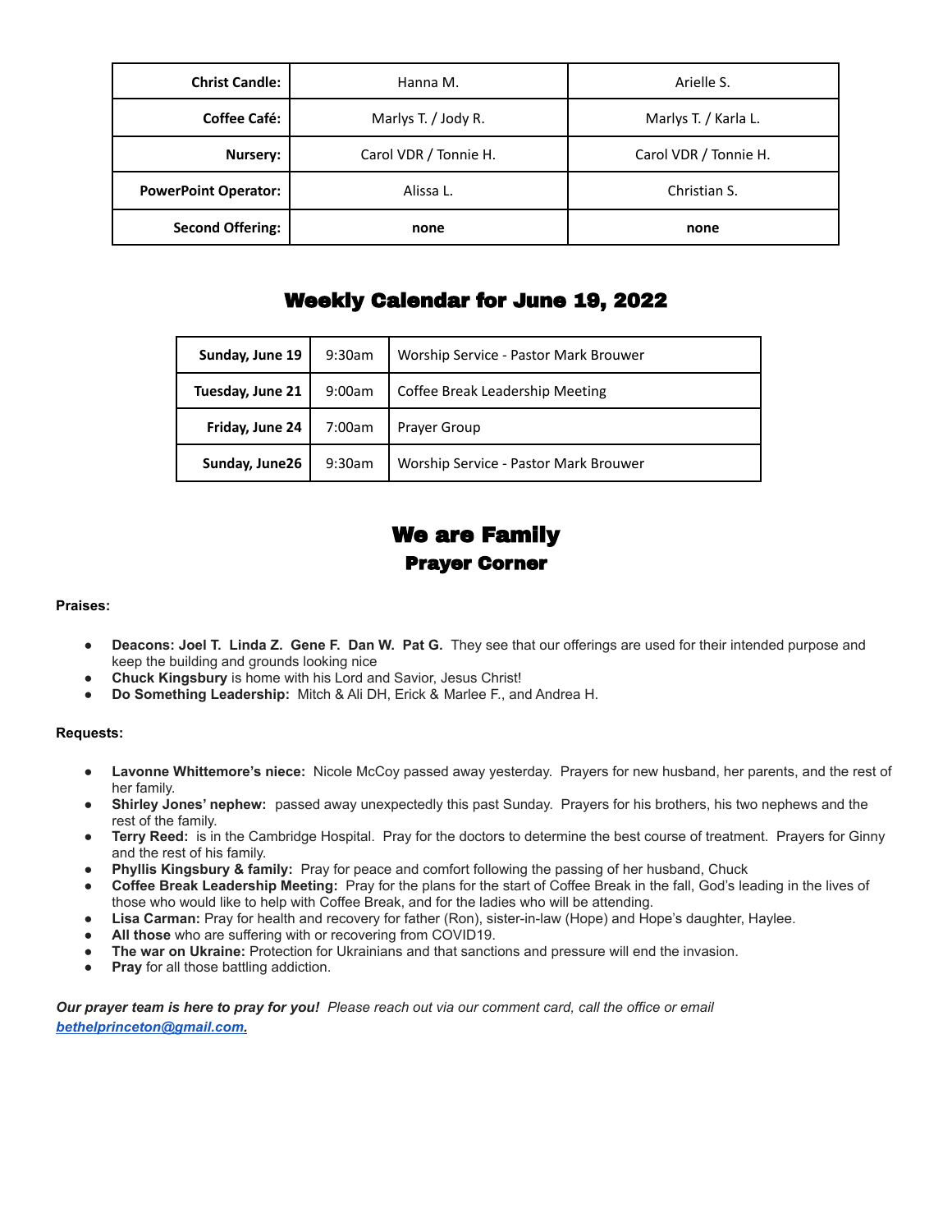| Christ Candle: | Hanna M. | Arielle S. |
|---|---|---|
| Coffee Café: | Marlys T. / Jody R. | Marlys T. / Karla L. |
| Nursery: | Carol VDR / Tonnie H. | Carol VDR / Tonnie H. |
| PowerPoint Operator: | Alissa L. | Christian S. |
| Second Offering: | **none** | **none** |

## Weekly Calendar for June 19, 2022

| Sunday, June 19 | 9:30am | Worship Service - Pastor Mark Brouwer |
|---|---|---|
| Tuesday, June 21 | 9:00am | Coffee Break Leadership Meeting |
| Friday, June 24 | 7:00am | Prayer Group |
| Sunday, June26 | 9:30am | Worship Service - Pastor Mark Brouwer |

## We are Family
### Prayer Corner

**Praises:**

- **Deacons: Joel T. Linda Z. Gene F. Dan W. Pat G.** They see that our offerings are used for their intended purpose and keep the building and grounds looking nice
- **Chuck Kingsbury** is home with his Lord and Savior, Jesus Christ!
- **Do Something Leadership:** Mitch & Ali DH, Erick & Marlee F., and Andrea H.

**Requests:**

- **Lavonne Whittemore's niece:** Nicole McCoy passed away yesterday. Prayers for new husband, her parents, and the rest of her family.
- **Shirley Jones' nephew:** passed away unexpectedly this past Sunday. Prayers for his brothers, his two nephews and the rest of the family.
- **Terry Reed:** is in the Cambridge Hospital. Pray for the doctors to determine the best course of treatment. Prayers for Ginny and the rest of his family.
- **Phyllis Kingsbury & family:** Pray for peace and comfort following the passing of her husband, Chuck
- **Coffee Break Leadership Meeting:** Pray for the plans for the start of Coffee Break in the fall, God's leading in the lives of those who would like to help with Coffee Break, and for the ladies who will be attending.
- **Lisa Carman:** Pray for health and recovery for father (Ron), sister-in-law (Hope) and Hope's daughter, Haylee.
- **All those** who are suffering with or recovering from COVID19.
- **The war on Ukraine:** Protection for Ukrainians and that sanctions and pressure will end the invasion.
- **Pray** for all those battling addiction.

***Our prayer team is here to pray for you!*** *Please reach out via our comment card, call the office or email* ***bethelprinceton@gmail.com.***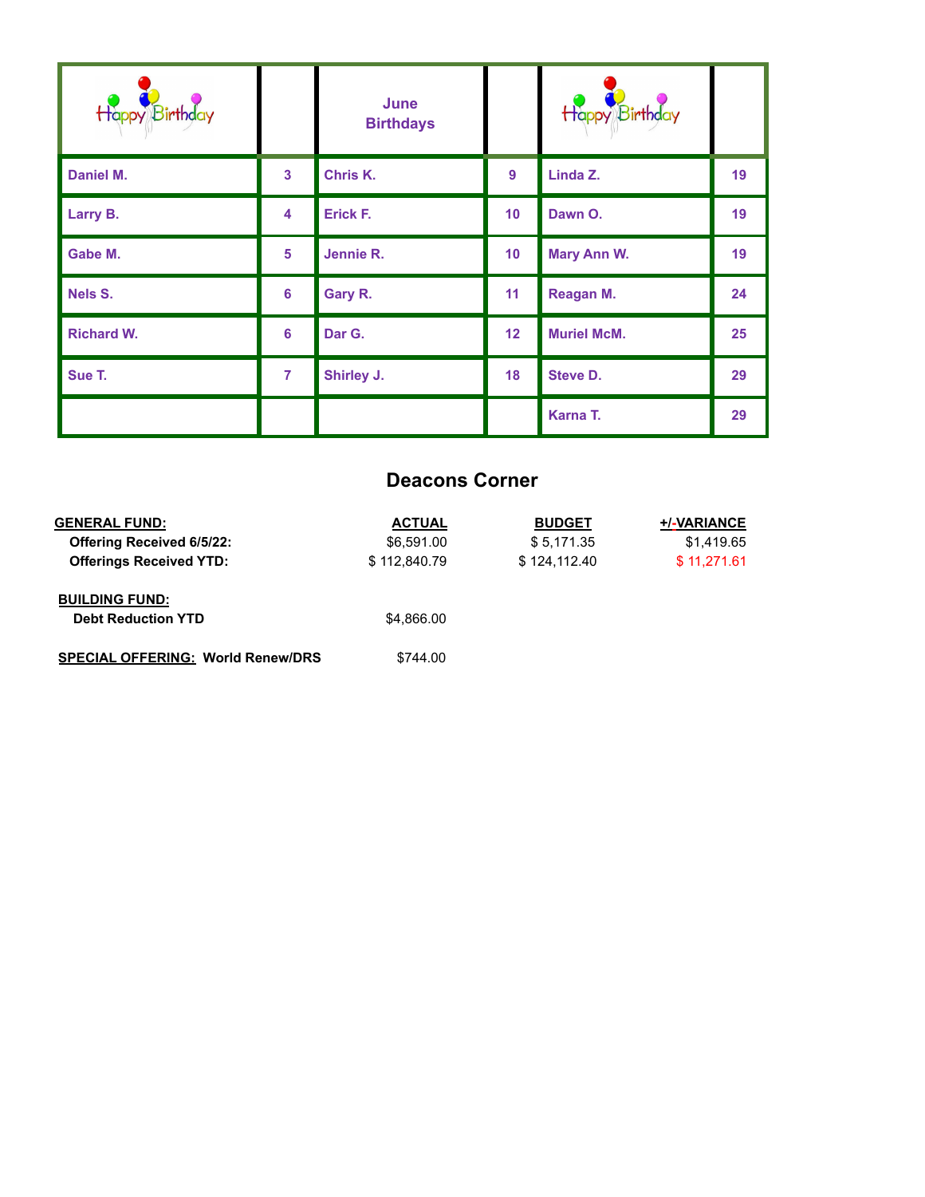| Happy Birthday | | June Birthdays | | Happy Birthday | |
|---|---|---|---|---|---|
| **Daniel M.** | **3** | **Chris K.** | **9** | **Linda Z.** | **19** |
| **Larry B.** | **4** | **Erick F.** | **10** | **Dawn O.** | **19** |
| **Gabe M.** | **5** | **Jennie R.** | **10** | **Mary Ann W.** | **19** |
| **Nels S.** | **6** | **Gary R.** | **11** | **Reagan M.** | **24** |
| **Richard W.** | **6** | **Dar G.** | **12** | **Muriel McM.** | **25** |
| **Sue T.** | **7** | **Shirley J.** | **18** | **Steve D.** | **29** |
| | | | | **Karna T.** | **29** |

## Deacons Corner

| **GENERAL FUND:** | **ACTUAL** | **BUDGET** | **+/-VARIANCE** |
|---|---|---|---|
| **Offering Received 6/5/22:** | $6,591.00 | $ 5,171.35 | $1,419.65 |
| **Offerings Received YTD:** | $ 112,840.79 | $ 124,112.40 | $ 11,271.61 |
| **BUILDING FUND:** | | | |
| **Debt Reduction YTD** | $4,866.00 | | |
| **SPECIAL OFFERING: World Renew/DRS** | $744.00 | | |